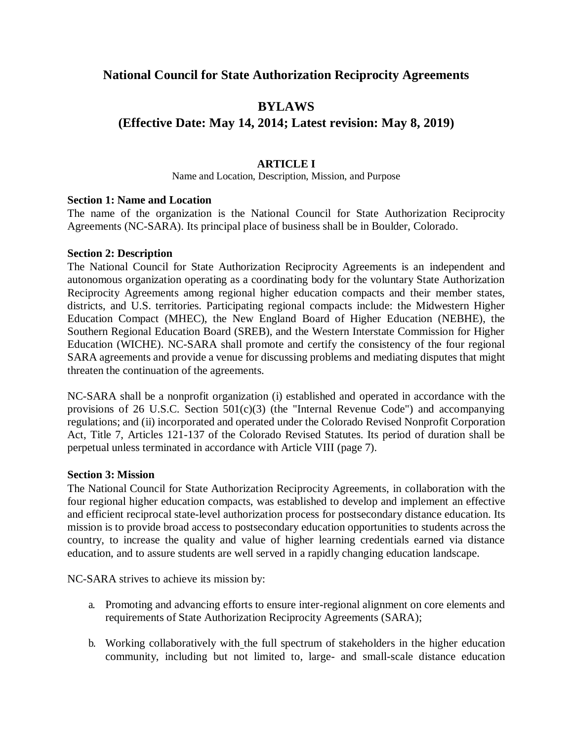# National Council for State Authorization Reciprocity Agreements

## BYLAWS
## (Effective Date: May 14, 2014; Latest revision: May 8, 2019)

### ARTICLE I
Name and Location, Description, Mission, and Purpose

**Section 1: Name and Location**
The name of the organization is the National Council for State Authorization Reciprocity Agreements (NC-SARA). Its principal place of business shall be in Boulder, Colorado.

**Section 2: Description**
The National Council for State Authorization Reciprocity Agreements is an independent and autonomous organization operating as a coordinating body for the voluntary State Authorization Reciprocity Agreements among regional higher education compacts and their member states, districts, and U.S. territories. Participating regional compacts include: the Midwestern Higher Education Compact (MHEC), the New England Board of Higher Education (NEBHE), the Southern Regional Education Board (SREB), and the Western Interstate Commission for Higher Education (WICHE). NC-SARA shall promote and certify the consistency of the four regional SARA agreements and provide a venue for discussing problems and mediating disputes that might threaten the continuation of the agreements.

NC-SARA shall be a nonprofit organization (i) established and operated in accordance with the provisions of 26 U.S.C. Section 501(c)(3) (the "Internal Revenue Code") and accompanying regulations; and (ii) incorporated and operated under the Colorado Revised Nonprofit Corporation Act, Title 7, Articles 121-137 of the Colorado Revised Statutes. Its period of duration shall be perpetual unless terminated in accordance with Article VIII (page 7).

**Section 3: Mission**
The National Council for State Authorization Reciprocity Agreements, in collaboration with the four regional higher education compacts, was established to develop and implement an effective and efficient reciprocal state-level authorization process for postsecondary distance education. Its mission is to provide broad access to postsecondary education opportunities to students across the country, to increase the quality and value of higher learning credentials earned via distance education, and to assure students are well served in a rapidly changing education landscape.

NC-SARA strives to achieve its mission by:

a. Promoting and advancing efforts to ensure inter-regional alignment on core elements and requirements of State Authorization Reciprocity Agreements (SARA);

b. Working collaboratively with the full spectrum of stakeholders in the higher education community, including but not limited to, large- and small-scale distance education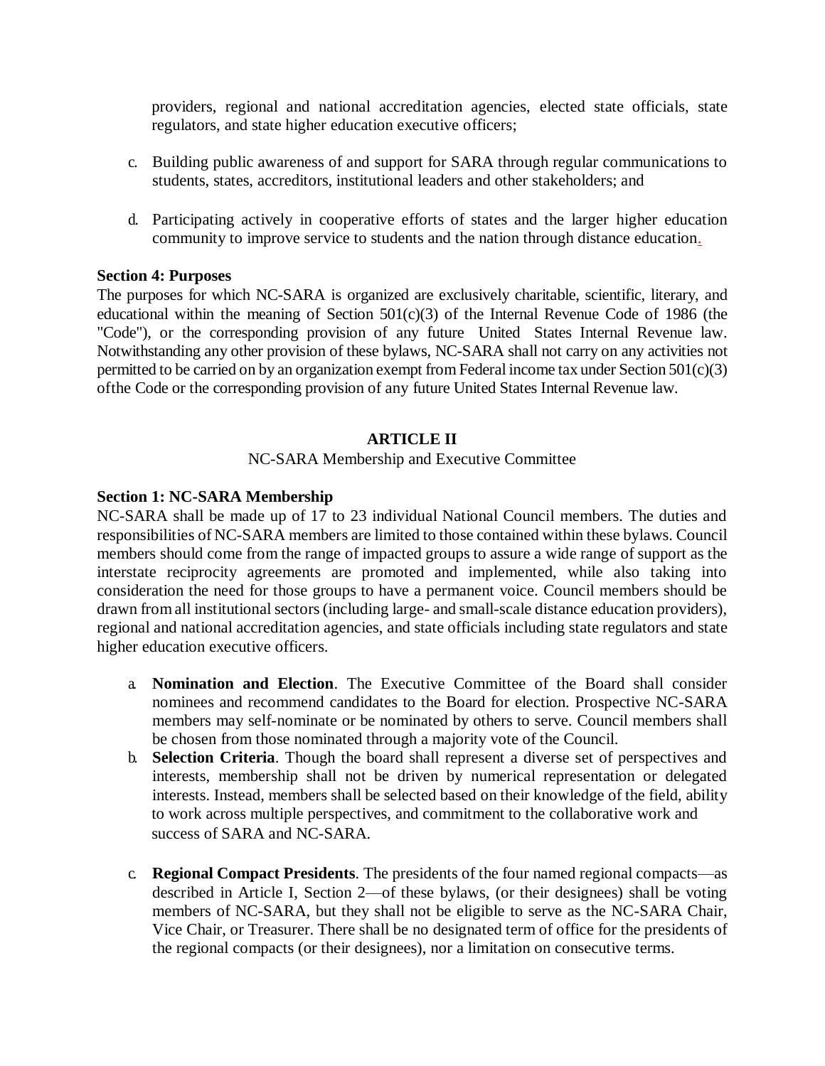providers, regional and national accreditation agencies, elected state officials, state regulators, and state higher education executive officers;

c. Building public awareness of and support for SARA through regular communications to students, states, accreditors, institutional leaders and other stakeholders; and

d. Participating actively in cooperative efforts of states and the larger higher education community to improve service to students and the nation through distance education.

**Section 4: Purposes**
The purposes for which NC-SARA is organized are exclusively charitable, scientific, literary, and educational within the meaning of Section 501(c)(3) of the Internal Revenue Code of 1986 (the "Code"), or the corresponding provision of any future United States Internal Revenue law. Notwithstanding any other provision of these bylaws, NC-SARA shall not carry on any activities not permitted to be carried on by an organization exempt from Federal income tax under Section 501(c)(3) ofthe Code or the corresponding provision of any future United States Internal Revenue law.

## ARTICLE II

NC-SARA Membership and Executive Committee

**Section 1: NC-SARA Membership**
NC-SARA shall be made up of 17 to 23 individual National Council members. The duties and responsibilities of NC-SARA members are limited to those contained within these bylaws. Council members should come from the range of impacted groups to assure a wide range of support as the interstate reciprocity agreements are promoted and implemented, while also taking into consideration the need for those groups to have a permanent voice. Council members should be drawn from all institutional sectors (including large- and small-scale distance education providers), regional and national accreditation agencies, and state officials including state regulators and state higher education executive officers.

a. **Nomination and Election**. The Executive Committee of the Board shall consider nominees and recommend candidates to the Board for election. Prospective NC-SARA members may self-nominate or be nominated by others to serve. Council members shall be chosen from those nominated through a majority vote of the Council.

b. **Selection Criteria**. Though the board shall represent a diverse set of perspectives and interests, membership shall not be driven by numerical representation or delegated interests. Instead, members shall be selected based on their knowledge of the field, ability to work across multiple perspectives, and commitment to the collaborative work and success of SARA and NC-SARA.

c. **Regional Compact Presidents**. The presidents of the four named regional compacts—as described in Article I, Section 2—of these bylaws, (or their designees) shall be voting members of NC-SARA, but they shall not be eligible to serve as the NC-SARA Chair, Vice Chair, or Treasurer. There shall be no designated term of office for the presidents of the regional compacts (or their designees), nor a limitation on consecutive terms.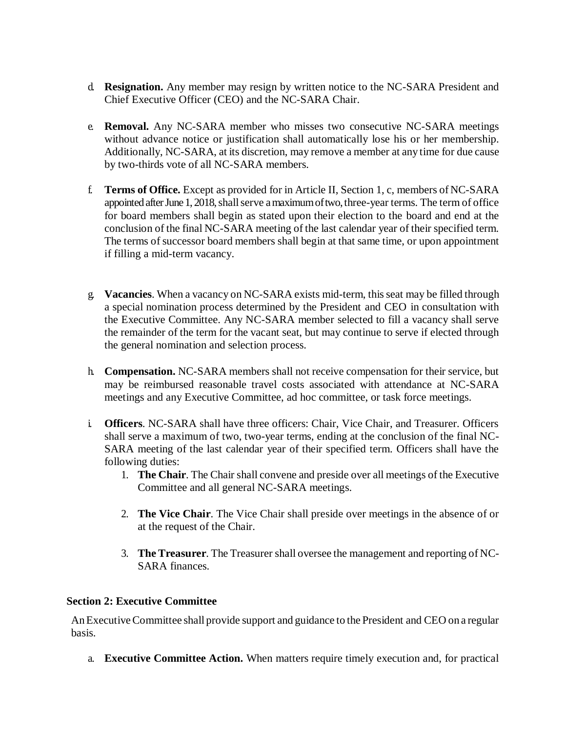d. **Resignation.** Any member may resign by written notice to the NC-SARA President and Chief Executive Officer (CEO) and the NC-SARA Chair.

e. **Removal.** Any NC-SARA member who misses two consecutive NC-SARA meetings without advance notice or justification shall automatically lose his or her membership. Additionally, NC-SARA, at its discretion, may remove a member at any time for due cause by two-thirds vote of all NC-SARA members.

f. **Terms of Office.** Except as provided for in Article II, Section 1, c, members of NC-SARA appointed after June 1, 2018, shall serve a maximum of two, three-year terms. The term of office for board members shall begin as stated upon their election to the board and end at the conclusion of the final NC-SARA meeting of the last calendar year of their specified term. The terms of successor board members shall begin at that same time, or upon appointment if filling a mid-term vacancy.

g. **Vacancies**. When a vacancy on NC-SARA exists mid-term, this seat may be filled through a special nomination process determined by the President and CEO in consultation with the Executive Committee. Any NC-SARA member selected to fill a vacancy shall serve the remainder of the term for the vacant seat, but may continue to serve if elected through the general nomination and selection process.

h. **Compensation.** NC-SARA members shall not receive compensation for their service, but may be reimbursed reasonable travel costs associated with attendance at NC-SARA meetings and any Executive Committee, ad hoc committee, or task force meetings.

i. **Officers**. NC-SARA shall have three officers: Chair, Vice Chair, and Treasurer. Officers shall serve a maximum of two, two-year terms, ending at the conclusion of the final NC-SARA meeting of the last calendar year of their specified term. Officers shall have the following duties:

   1. **The Chair**. The Chair shall convene and preside over all meetings of the Executive Committee and all general NC-SARA meetings.

   2. **The Vice Chair**. The Vice Chair shall preside over meetings in the absence of or at the request of the Chair.

   3. **The Treasurer**. The Treasurer shall oversee the management and reporting of NC-SARA finances.

### Section 2: Executive Committee

An Executive Committee shall provide support and guidance to the President and CEO on a regular basis.

a. **Executive Committee Action.** When matters require timely execution and, for practical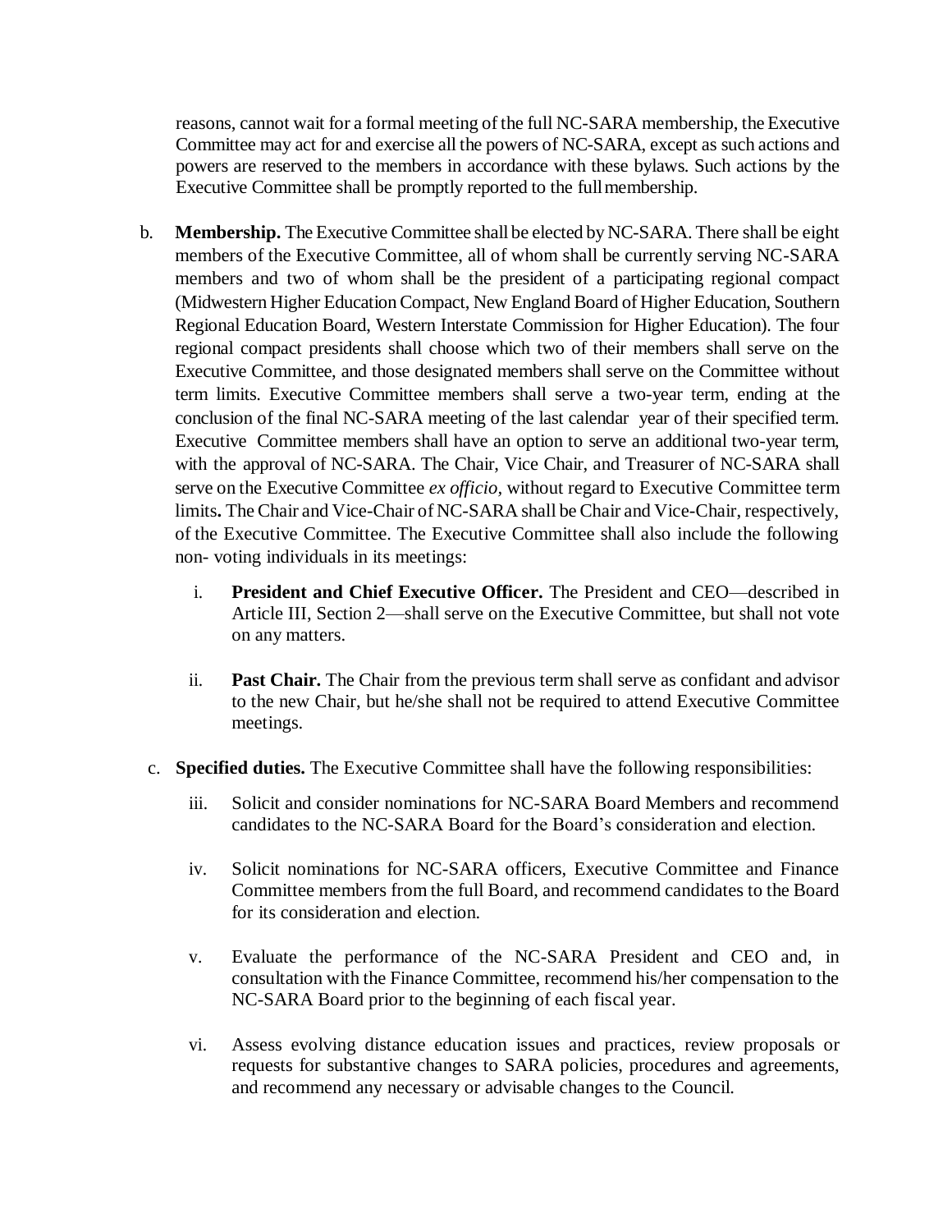reasons, cannot wait for a formal meeting of the full NC-SARA membership, the Executive Committee may act for and exercise all the powers of NC-SARA, except as such actions and powers are reserved to the members in accordance with these bylaws. Such actions by the Executive Committee shall be promptly reported to the full membership.

b. **Membership.** The Executive Committee shall be elected by NC-SARA. There shall be eight members of the Executive Committee, all of whom shall be currently serving NC-SARA members and two of whom shall be the president of a participating regional compact (Midwestern Higher Education Compact, New England Board of Higher Education, Southern Regional Education Board, Western Interstate Commission for Higher Education). The four regional compact presidents shall choose which two of their members shall serve on the Executive Committee, and those designated members shall serve on the Committee without term limits. Executive Committee members shall serve a two-year term, ending at the conclusion of the final NC-SARA meeting of the last calendar year of their specified term. Executive Committee members shall have an option to serve an additional two-year term, with the approval of NC-SARA. The Chair, Vice Chair, and Treasurer of NC-SARA shall serve on the Executive Committee *ex officio*, without regard to Executive Committee term limits**.** The Chair and Vice-Chair of NC-SARA shall be Chair and Vice-Chair, respectively, of the Executive Committee. The Executive Committee shall also include the following non- voting individuals in its meetings:

   i. **President and Chief Executive Officer.** The President and CEO—described in Article III, Section 2—shall serve on the Executive Committee, but shall not vote on any matters.

   ii. **Past Chair.** The Chair from the previous term shall serve as confidant and advisor to the new Chair, but he/she shall not be required to attend Executive Committee meetings.

c. **Specified duties.** The Executive Committee shall have the following responsibilities:

   iii. Solicit and consider nominations for NC-SARA Board Members and recommend candidates to the NC-SARA Board for the Board's consideration and election.

   iv. Solicit nominations for NC-SARA officers, Executive Committee and Finance Committee members from the full Board, and recommend candidates to the Board for its consideration and election.

   v. Evaluate the performance of the NC-SARA President and CEO and, in consultation with the Finance Committee, recommend his/her compensation to the NC-SARA Board prior to the beginning of each fiscal year.

   vi. Assess evolving distance education issues and practices, review proposals or requests for substantive changes to SARA policies, procedures and agreements, and recommend any necessary or advisable changes to the Council.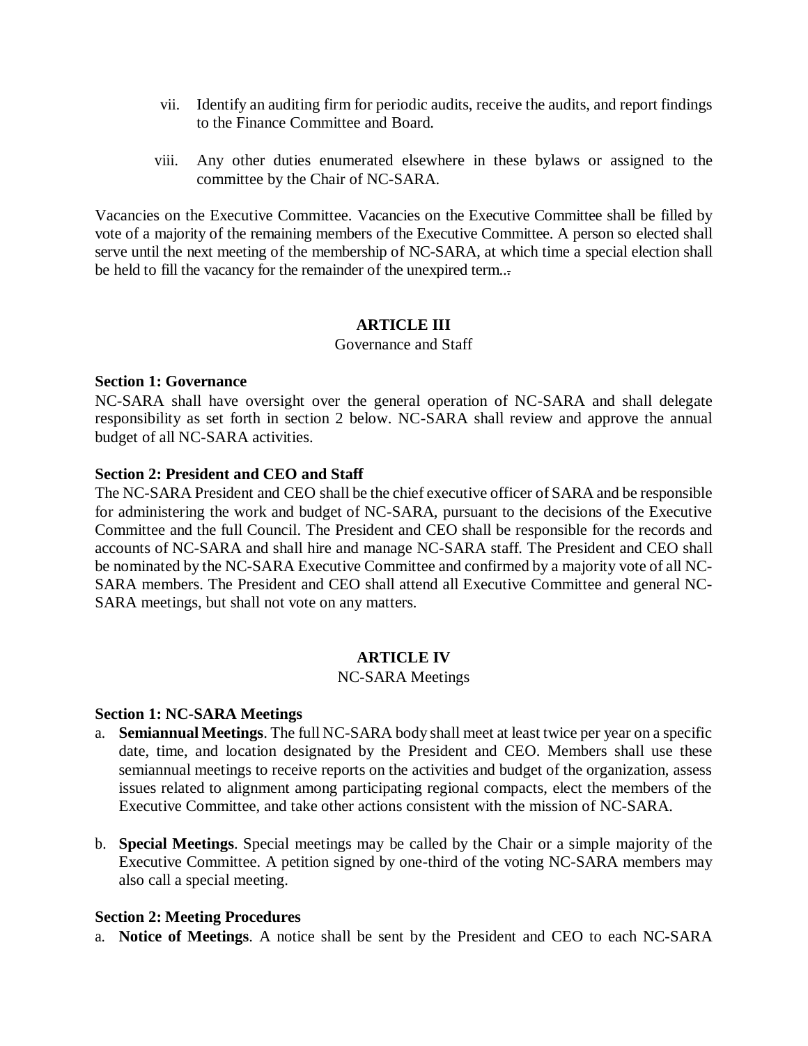vii. Identify an auditing firm for periodic audits, receive the audits, and report findings to the Finance Committee and Board.

viii. Any other duties enumerated elsewhere in these bylaws or assigned to the committee by the Chair of NC-SARA.

Vacancies on the Executive Committee. Vacancies on the Executive Committee shall be filled by vote of a majority of the remaining members of the Executive Committee. A person so elected shall serve until the next meeting of the membership of NC-SARA, at which time a special election shall be held to fill the vacancy for the remainder of the unexpired term...

## ARTICLE III

Governance and Staff

**Section 1: Governance**

NC-SARA shall have oversight over the general operation of NC-SARA and shall delegate responsibility as set forth in section 2 below. NC-SARA shall review and approve the annual budget of all NC-SARA activities.

**Section 2: President and CEO and Staff**

The NC-SARA President and CEO shall be the chief executive officer of SARA and be responsible for administering the work and budget of NC-SARA, pursuant to the decisions of the Executive Committee and the full Council. The President and CEO shall be responsible for the records and accounts of NC-SARA and shall hire and manage NC-SARA staff. The President and CEO shall be nominated by the NC-SARA Executive Committee and confirmed by a majority vote of all NC-SARA members. The President and CEO shall attend all Executive Committee and general NC-SARA meetings, but shall not vote on any matters.

## ARTICLE IV

NC-SARA Meetings

**Section 1: NC-SARA Meetings**

a. **Semiannual Meetings**. The full NC-SARA body shall meet at least twice per year on a specific date, time, and location designated by the President and CEO. Members shall use these semiannual meetings to receive reports on the activities and budget of the organization, assess issues related to alignment among participating regional compacts, elect the members of the Executive Committee, and take other actions consistent with the mission of NC-SARA.

b. **Special Meetings**. Special meetings may be called by the Chair or a simple majority of the Executive Committee. A petition signed by one-third of the voting NC-SARA members may also call a special meeting.

**Section 2: Meeting Procedures**

a. **Notice of Meetings**. A notice shall be sent by the President and CEO to each NC-SARA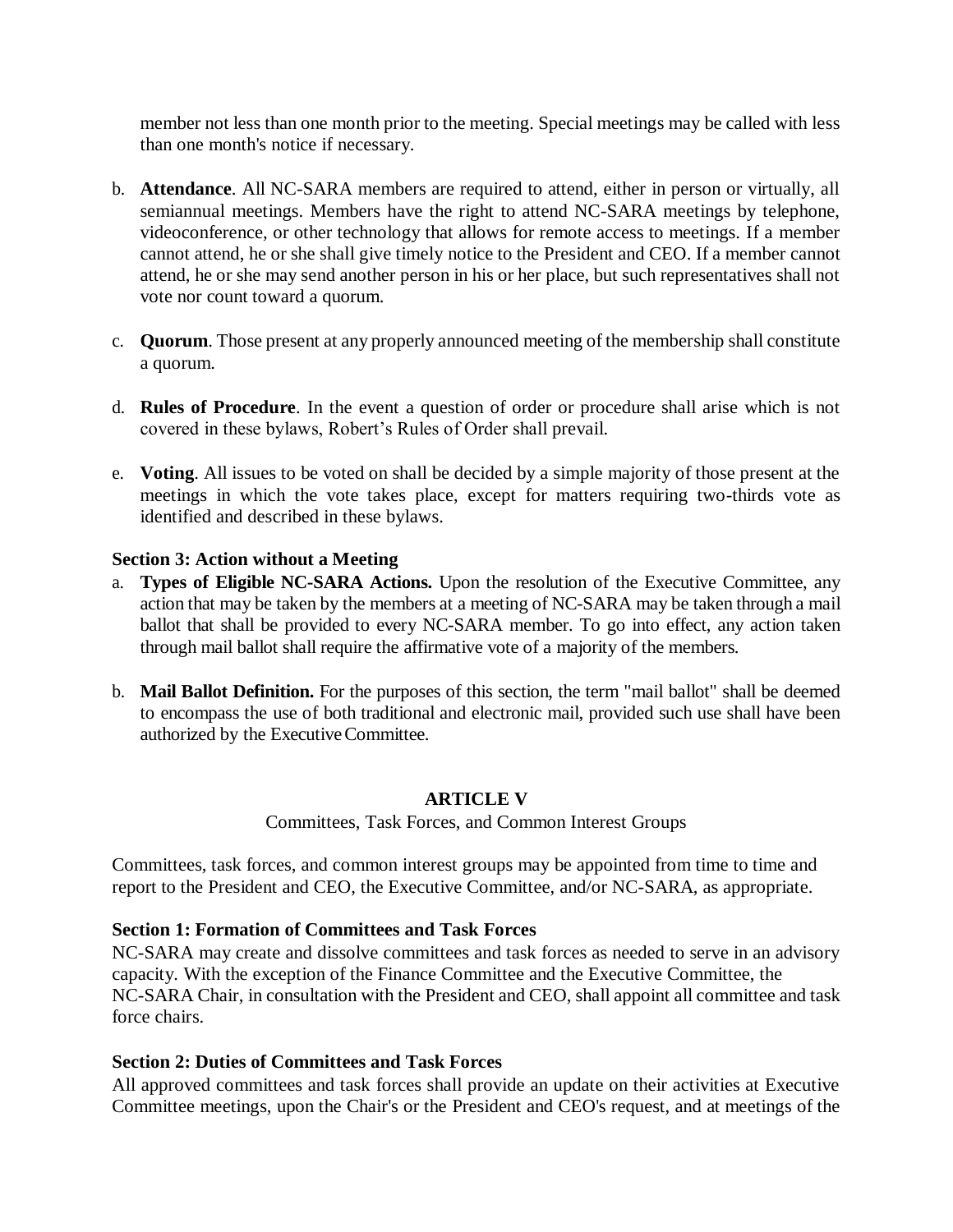member not less than one month prior to the meeting. Special meetings may be called with less than one month's notice if necessary.

b. **Attendance**. All NC-SARA members are required to attend, either in person or virtually, all semiannual meetings. Members have the right to attend NC-SARA meetings by telephone, videoconference, or other technology that allows for remote access to meetings. If a member cannot attend, he or she shall give timely notice to the President and CEO. If a member cannot attend, he or she may send another person in his or her place, but such representatives shall not vote nor count toward a quorum.

c. **Quorum**. Those present at any properly announced meeting of the membership shall constitute a quorum.

d. **Rules of Procedure**. In the event a question of order or procedure shall arise which is not covered in these bylaws, Robert's Rules of Order shall prevail.

e. **Voting**. All issues to be voted on shall be decided by a simple majority of those present at the meetings in which the vote takes place, except for matters requiring two-thirds vote as identified and described in these bylaws.

**Section 3: Action without a Meeting**

a. **Types of Eligible NC-SARA Actions.** Upon the resolution of the Executive Committee, any action that may be taken by the members at a meeting of NC-SARA may be taken through a mail ballot that shall be provided to every NC-SARA member. To go into effect, any action taken through mail ballot shall require the affirmative vote of a majority of the members.

b. **Mail Ballot Definition.** For the purposes of this section, the term "mail ballot" shall be deemed to encompass the use of both traditional and electronic mail, provided such use shall have been authorized by the Executive Committee.

## ARTICLE V

Committees, Task Forces, and Common Interest Groups

Committees, task forces, and common interest groups may be appointed from time to time and report to the President and CEO, the Executive Committee, and/or NC-SARA, as appropriate.

**Section 1: Formation of Committees and Task Forces**

NC-SARA may create and dissolve committees and task forces as needed to serve in an advisory capacity. With the exception of the Finance Committee and the Executive Committee, the NC-SARA Chair, in consultation with the President and CEO, shall appoint all committee and task force chairs.

**Section 2: Duties of Committees and Task Forces**

All approved committees and task forces shall provide an update on their activities at Executive Committee meetings, upon the Chair's or the President and CEO's request, and at meetings of the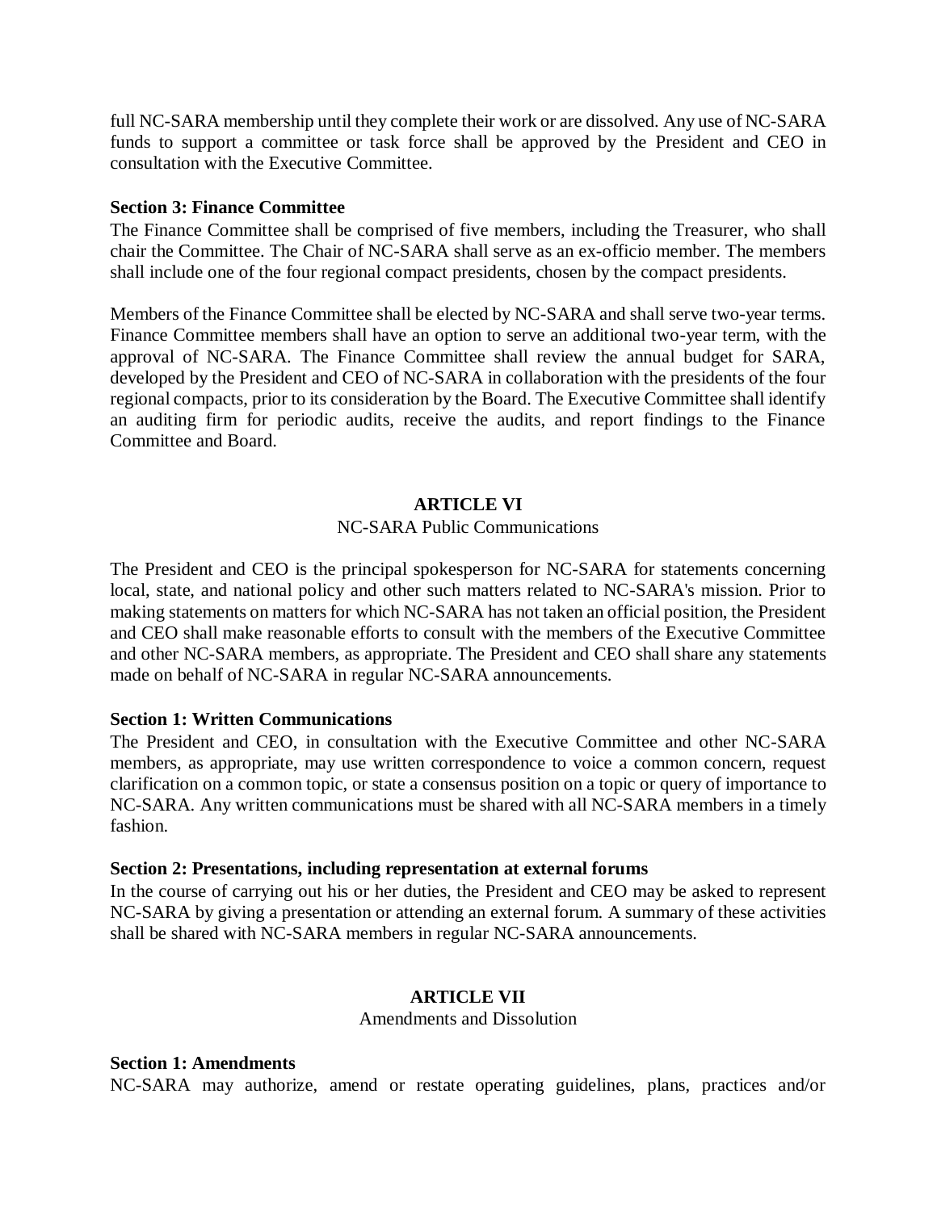full NC-SARA membership until they complete their work or are dissolved. Any use of NC-SARA funds to support a committee or task force shall be approved by the President and CEO in consultation with the Executive Committee.

**Section 3: Finance Committee**

The Finance Committee shall be comprised of five members, including the Treasurer, who shall chair the Committee. The Chair of NC-SARA shall serve as an ex-officio member. The members shall include one of the four regional compact presidents, chosen by the compact presidents.

Members of the Finance Committee shall be elected by NC-SARA and shall serve two-year terms. Finance Committee members shall have an option to serve an additional two-year term, with the approval of NC-SARA. The Finance Committee shall review the annual budget for SARA, developed by the President and CEO of NC-SARA in collaboration with the presidents of the four regional compacts, prior to its consideration by the Board. The Executive Committee shall identify an auditing firm for periodic audits, receive the audits, and report findings to the Finance Committee and Board.

## ARTICLE VI

NC-SARA Public Communications

The President and CEO is the principal spokesperson for NC-SARA for statements concerning local, state, and national policy and other such matters related to NC-SARA's mission. Prior to making statements on matters for which NC-SARA has not taken an official position, the President and CEO shall make reasonable efforts to consult with the members of the Executive Committee and other NC-SARA members, as appropriate. The President and CEO shall share any statements made on behalf of NC-SARA in regular NC-SARA announcements.

**Section 1: Written Communications**

The President and CEO, in consultation with the Executive Committee and other NC-SARA members, as appropriate, may use written correspondence to voice a common concern, request clarification on a common topic, or state a consensus position on a topic or query of importance to NC-SARA. Any written communications must be shared with all NC-SARA members in a timely fashion.

**Section 2: Presentations, including representation at external forums**

In the course of carrying out his or her duties, the President and CEO may be asked to represent NC-SARA by giving a presentation or attending an external forum. A summary of these activities shall be shared with NC-SARA members in regular NC-SARA announcements.

## ARTICLE VII

Amendments and Dissolution

**Section 1: Amendments**

NC-SARA may authorize, amend or restate operating guidelines, plans, practices and/or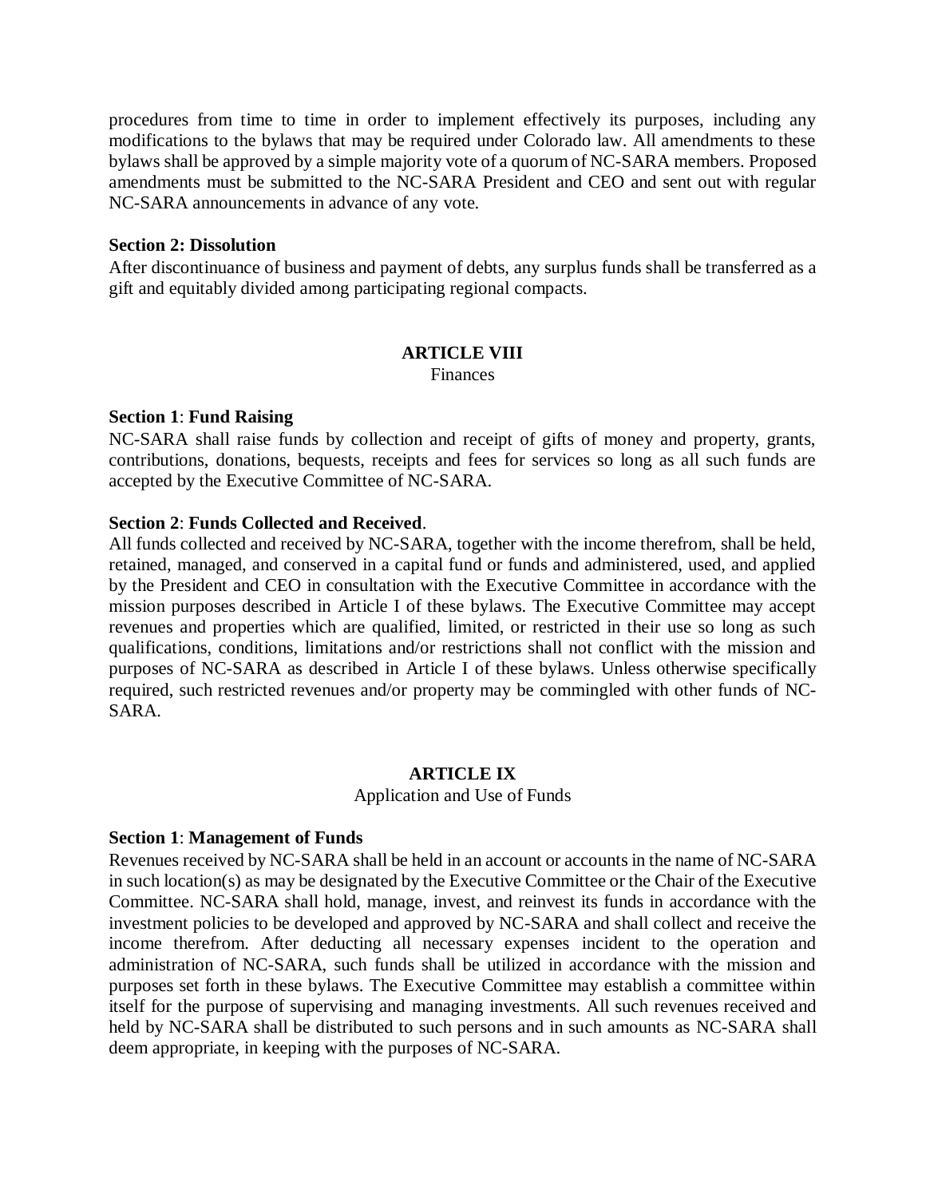procedures from time to time in order to implement effectively its purposes, including any modifications to the bylaws that may be required under Colorado law. All amendments to these bylaws shall be approved by a simple majority vote of a quorum of NC-SARA members. Proposed amendments must be submitted to the NC-SARA President and CEO and sent out with regular NC-SARA announcements in advance of any vote.

**Section 2: Dissolution**
After discontinuance of business and payment of debts, any surplus funds shall be transferred as a gift and equitably divided among participating regional compacts.

## ARTICLE VIII
Finances

**Section 1**: **Fund Raising**
NC-SARA shall raise funds by collection and receipt of gifts of money and property, grants, contributions, donations, bequests, receipts and fees for services so long as all such funds are accepted by the Executive Committee of NC-SARA.

**Section 2**: **Funds Collected and Received**.
All funds collected and received by NC-SARA, together with the income therefrom, shall be held, retained, managed, and conserved in a capital fund or funds and administered, used, and applied by the President and CEO in consultation with the Executive Committee in accordance with the mission purposes described in Article I of these bylaws. The Executive Committee may accept revenues and properties which are qualified, limited, or restricted in their use so long as such qualifications, conditions, limitations and/or restrictions shall not conflict with the mission and purposes of NC-SARA as described in Article I of these bylaws. Unless otherwise specifically required, such restricted revenues and/or property may be commingled with other funds of NC-SARA.

## ARTICLE IX
Application and Use of Funds

**Section 1**: **Management of Funds**
Revenues received by NC-SARA shall be held in an account or accounts in the name of NC-SARA in such location(s) as may be designated by the Executive Committee or the Chair of the Executive Committee. NC-SARA shall hold, manage, invest, and reinvest its funds in accordance with the investment policies to be developed and approved by NC-SARA and shall collect and receive the income therefrom. After deducting all necessary expenses incident to the operation and administration of NC-SARA, such funds shall be utilized in accordance with the mission and purposes set forth in these bylaws. The Executive Committee may establish a committee within itself for the purpose of supervising and managing investments. All such revenues received and held by NC-SARA shall be distributed to such persons and in such amounts as NC-SARA shall deem appropriate, in keeping with the purposes of NC-SARA.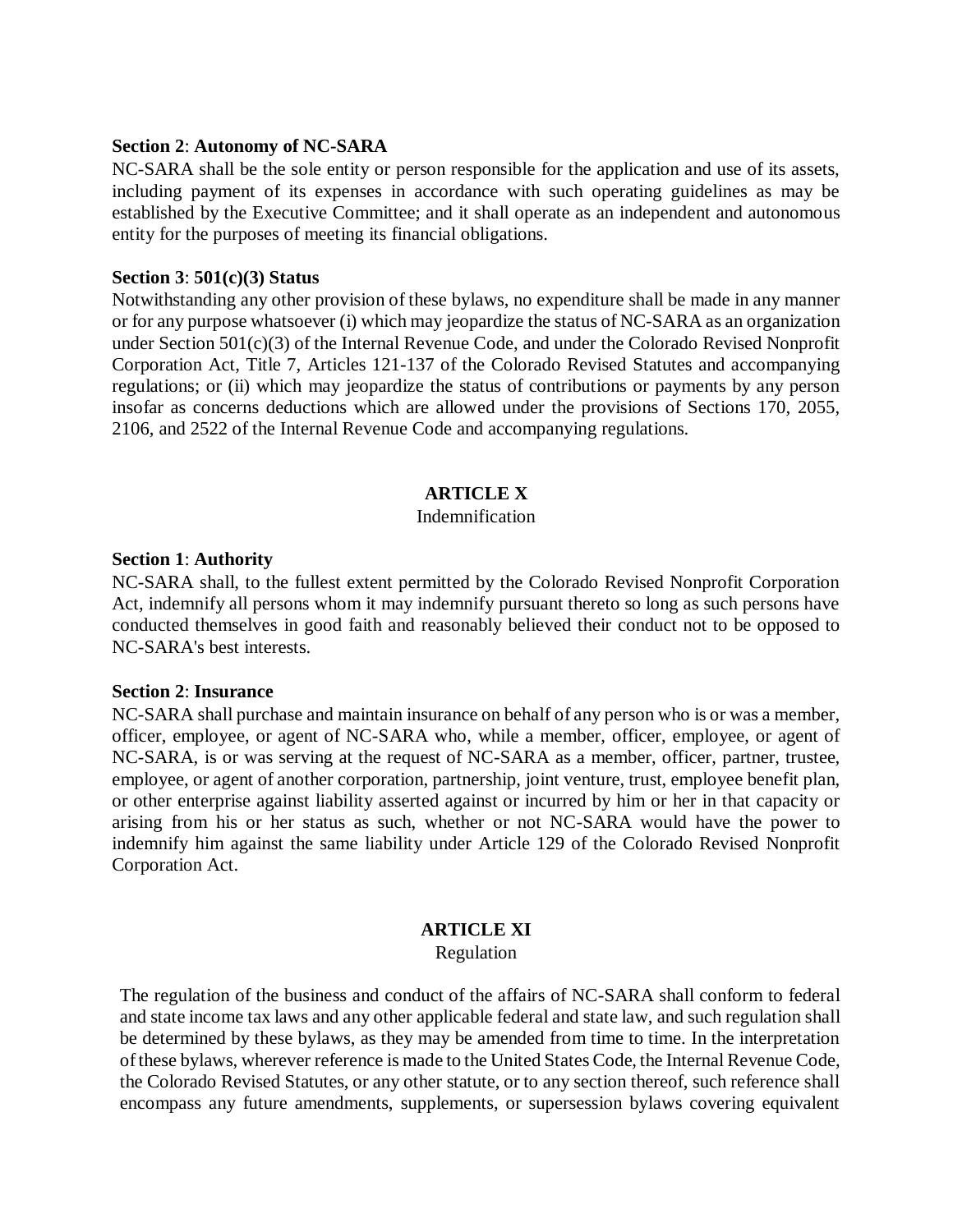**Section 2**: **Autonomy of NC-SARA**

NC-SARA shall be the sole entity or person responsible for the application and use of its assets, including payment of its expenses in accordance with such operating guidelines as may be established by the Executive Committee; and it shall operate as an independent and autonomous entity for the purposes of meeting its financial obligations.

**Section 3**: **501(c)(3) Status**

Notwithstanding any other provision of these bylaws, no expenditure shall be made in any manner or for any purpose whatsoever (i) which may jeopardize the status of NC-SARA as an organization under Section 501(c)(3) of the Internal Revenue Code, and under the Colorado Revised Nonprofit Corporation Act, Title 7, Articles 121-137 of the Colorado Revised Statutes and accompanying regulations; or (ii) which may jeopardize the status of contributions or payments by any person insofar as concerns deductions which are allowed under the provisions of Sections 170, 2055, 2106, and 2522 of the Internal Revenue Code and accompanying regulations.

## ARTICLE X

Indemnification

**Section 1**: **Authority**

NC-SARA shall, to the fullest extent permitted by the Colorado Revised Nonprofit Corporation Act, indemnify all persons whom it may indemnify pursuant thereto so long as such persons have conducted themselves in good faith and reasonably believed their conduct not to be opposed to NC-SARA's best interests.

**Section 2**: **Insurance**

NC-SARA shall purchase and maintain insurance on behalf of any person who is or was a member, officer, employee, or agent of NC-SARA who, while a member, officer, employee, or agent of NC-SARA, is or was serving at the request of NC-SARA as a member, officer, partner, trustee, employee, or agent of another corporation, partnership, joint venture, trust, employee benefit plan, or other enterprise against liability asserted against or incurred by him or her in that capacity or arising from his or her status as such, whether or not NC-SARA would have the power to indemnify him against the same liability under Article 129 of the Colorado Revised Nonprofit Corporation Act.

## ARTICLE XI

Regulation

The regulation of the business and conduct of the affairs of NC-SARA shall conform to federal and state income tax laws and any other applicable federal and state law, and such regulation shall be determined by these bylaws, as they may be amended from time to time. In the interpretation of these bylaws, wherever reference is made to the United States Code, the Internal Revenue Code, the Colorado Revised Statutes, or any other statute, or to any section thereof, such reference shall encompass any future amendments, supplements, or supersession bylaws covering equivalent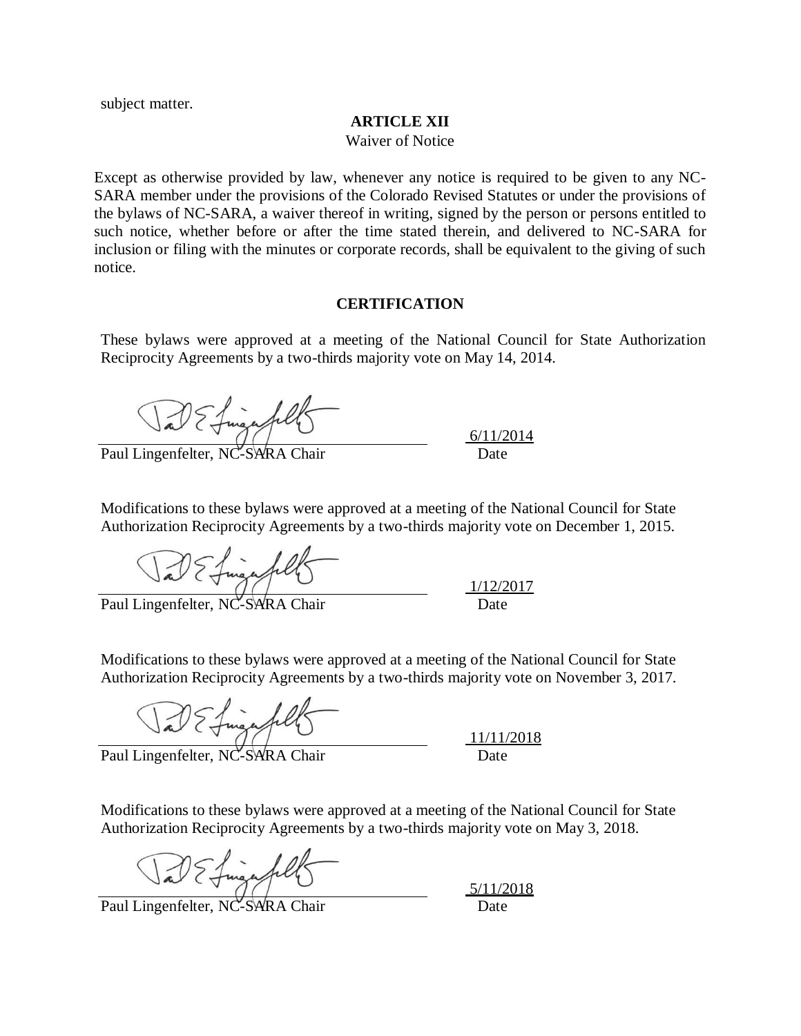subject matter.

## ARTICLE XII

Waiver of Notice

Except as otherwise provided by law, whenever any notice is required to be given to any NC-SARA member under the provisions of the Colorado Revised Statutes or under the provisions of the bylaws of NC-SARA, a waiver thereof in writing, signed by the person or persons entitled to such notice, whether before or after the time stated therein, and delivered to NC-SARA for inclusion or filing with the minutes or corporate records, shall be equivalent to the giving of such notice.

## CERTIFICATION

These bylaws were approved at a meeting of the National Council for State Authorization Reciprocity Agreements by a two-thirds majority vote on May 14, 2014.

Paul Lingenfelter, NC-SARA Chair — 6/11/2014 Date

Modifications to these bylaws were approved at a meeting of the National Council for State Authorization Reciprocity Agreements by a two-thirds majority vote on December 1, 2015.

Paul Lingenfelter, NC-SARA Chair — 1/12/2017 Date

Modifications to these bylaws were approved at a meeting of the National Council for State Authorization Reciprocity Agreements by a two-thirds majority vote on November 3, 2017.

Paul Lingenfelter, NC-SARA Chair — 11/11/2018 Date

Modifications to these bylaws were approved at a meeting of the National Council for State Authorization Reciprocity Agreements by a two-thirds majority vote on May 3, 2018.

Paul Lingenfelter, NC-SARA Chair — 5/11/2018 Date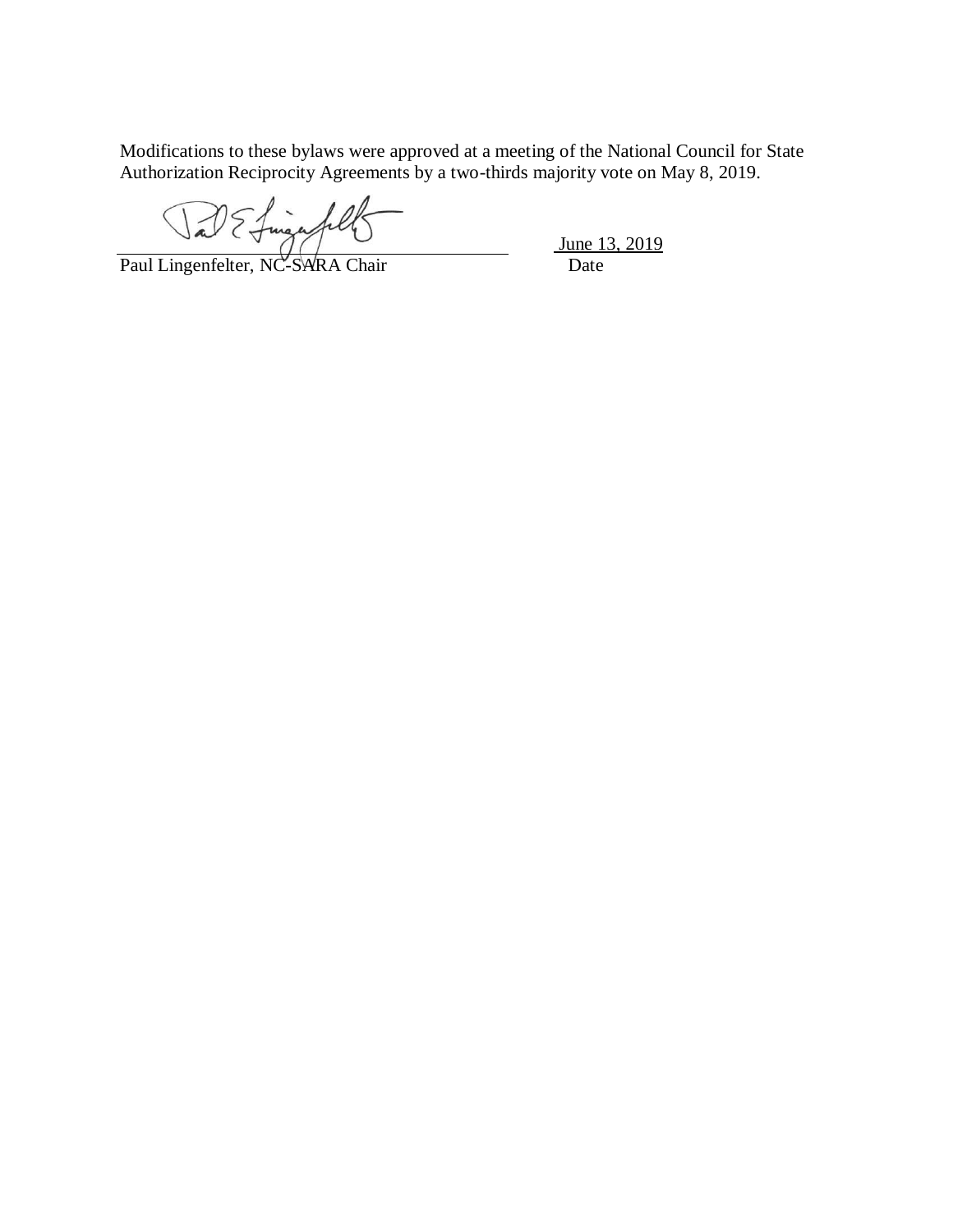Modifications to these bylaws were approved at a meeting of the National Council for State Authorization Reciprocity Agreements by a two-thirds majority vote on May 8, 2019.

Paul Lingenfelter, NC-SARA Chair

June 13, 2019

Date